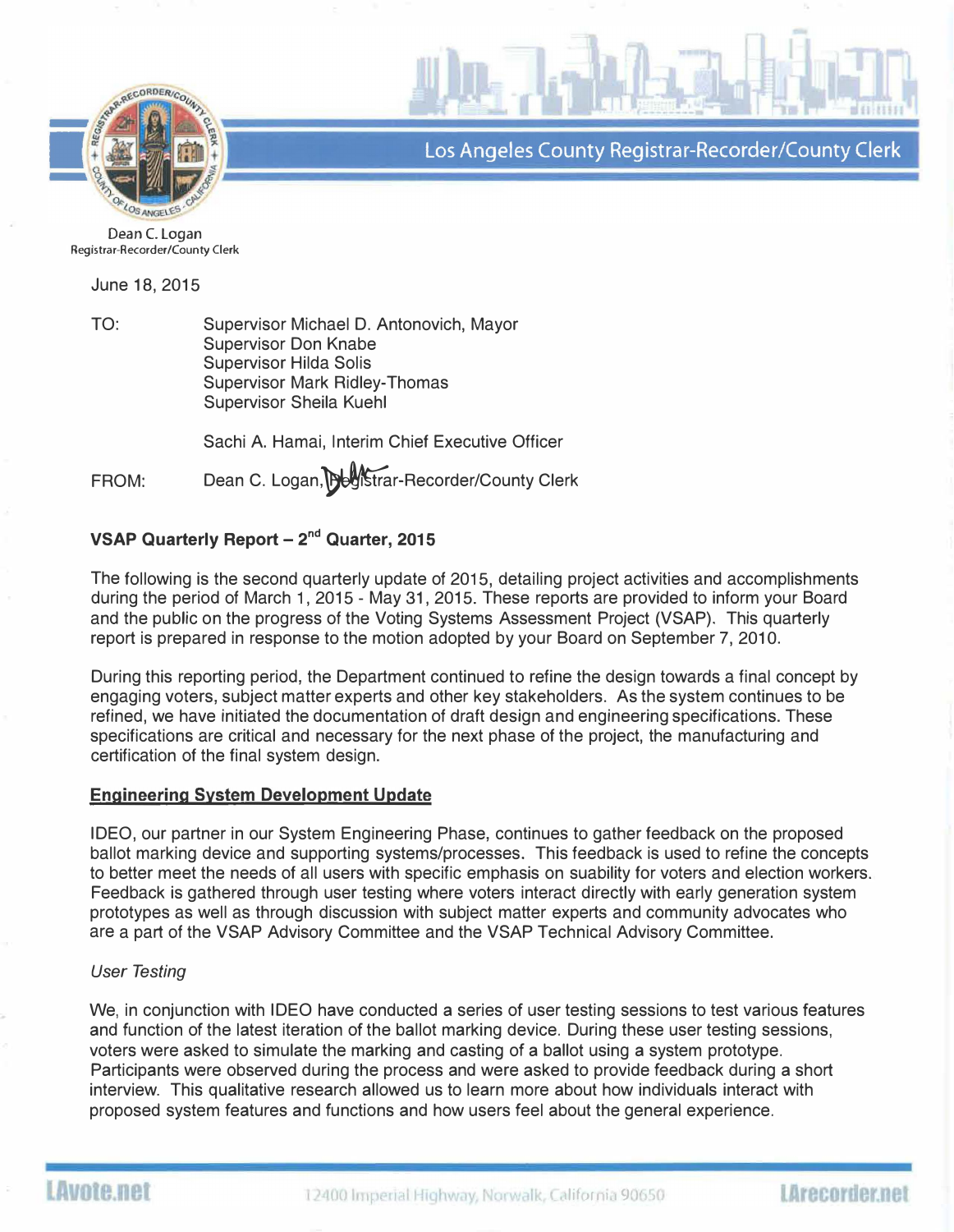Los Angeles County Registrar-Recorder/County Clerk

Dean C. Logan
Registrar-Recorder/County Clerk

June 18, 2015

TO: Supervisor Michael D. Antonovich, Mayor
Supervisor Don Knabe
Supervisor Hilda Solis
Supervisor Mark Ridley-Thomas
Supervisor Sheila Kuehl

Sachi A. Hamai, Interim Chief Executive Officer

FROM: Dean C. Logan, Registrar-Recorder/County Clerk

**VSAP Quarterly Report – 2nd Quarter, 2015**

The following is the second quarterly update of 2015, detailing project activities and accomplishments during the period of March 1, 2015 - May 31, 2015. These reports are provided to inform your Board and the public on the progress of the Voting Systems Assessment Project (VSAP). This quarterly report is prepared in response to the motion adopted by your Board on September 7, 2010.

During this reporting period, the Department continued to refine the design towards a final concept by engaging voters, subject matter experts and other key stakeholders. As the system continues to be refined, we have initiated the documentation of draft design and engineering specifications. These specifications are critical and necessary for the next phase of the project, the manufacturing and certification of the final system design.

## Engineering System Development Update

IDEO, our partner in our System Engineering Phase, continues to gather feedback on the proposed ballot marking device and supporting systems/processes. This feedback is used to refine the concepts to better meet the needs of all users with specific emphasis on suability for voters and election workers. Feedback is gathered through user testing where voters interact directly with early generation system prototypes as well as through discussion with subject matter experts and community advocates who are a part of the VSAP Advisory Committee and the VSAP Technical Advisory Committee.

*User Testing*

We, in conjunction with IDEO have conducted a series of user testing sessions to test various features and function of the latest iteration of the ballot marking device. During these user testing sessions, voters were asked to simulate the marking and casting of a ballot using a system prototype. Participants were observed during the process and were asked to provide feedback during a short interview. This qualitative research allowed us to learn more about how individuals interact with proposed system features and functions and how users feel about the general experience.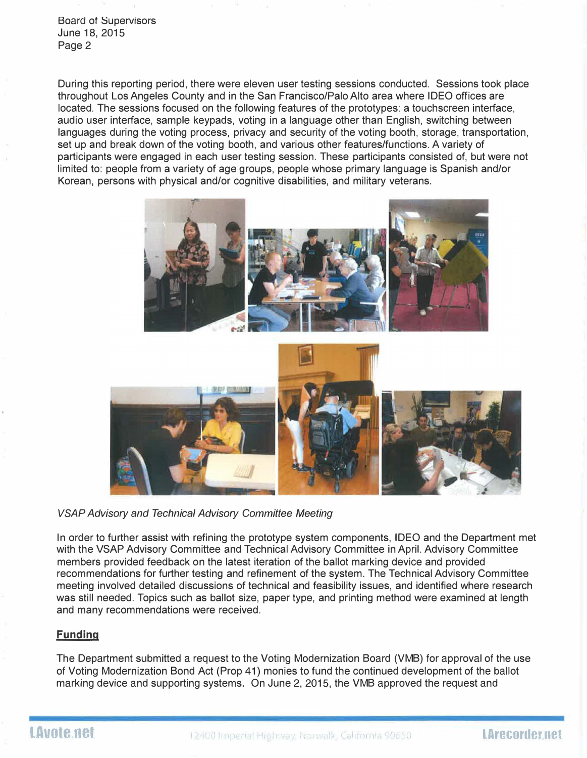During this reporting period, there were eleven user testing sessions conducted. Sessions took place throughout Los Angeles County and in the San Francisco/Palo Alto area where IDEO offices are located. The sessions focused on the following features of the prototypes: a touchscreen interface, audio user interface, sample keypads, voting in a language other than English, switching between languages during the voting process, privacy and security of the voting booth, storage, transportation, set up and break down of the voting booth, and various other features/functions. A variety of participants were engaged in each user testing session. These participants consisted of, but were not limited to: people from a variety of age groups, people whose primary language is Spanish and/or Korean, persons with physical and/or cognitive disabilities, and military veterans.

*VSAP Advisory and Technical Advisory Committee Meeting*

In order to further assist with refining the prototype system components, IDEO and the Department met with the VSAP Advisory Committee and Technical Advisory Committee in April. Advisory Committee members provided feedback on the latest iteration of the ballot marking device and provided recommendations for further testing and refinement of the system. The Technical Advisory Committee meeting involved detailed discussions of technical and feasibility issues, and identified where research was still needed. Topics such as ballot size, paper type, and printing method were examined at length and many recommendations were received.

## Funding

The Department submitted a request to the Voting Modernization Board (VMB) for approval of the use of Voting Modernization Bond Act (Prop 41) monies to fund the continued development of the ballot marking device and supporting systems. On June 2, 2015, the VMB approved the request and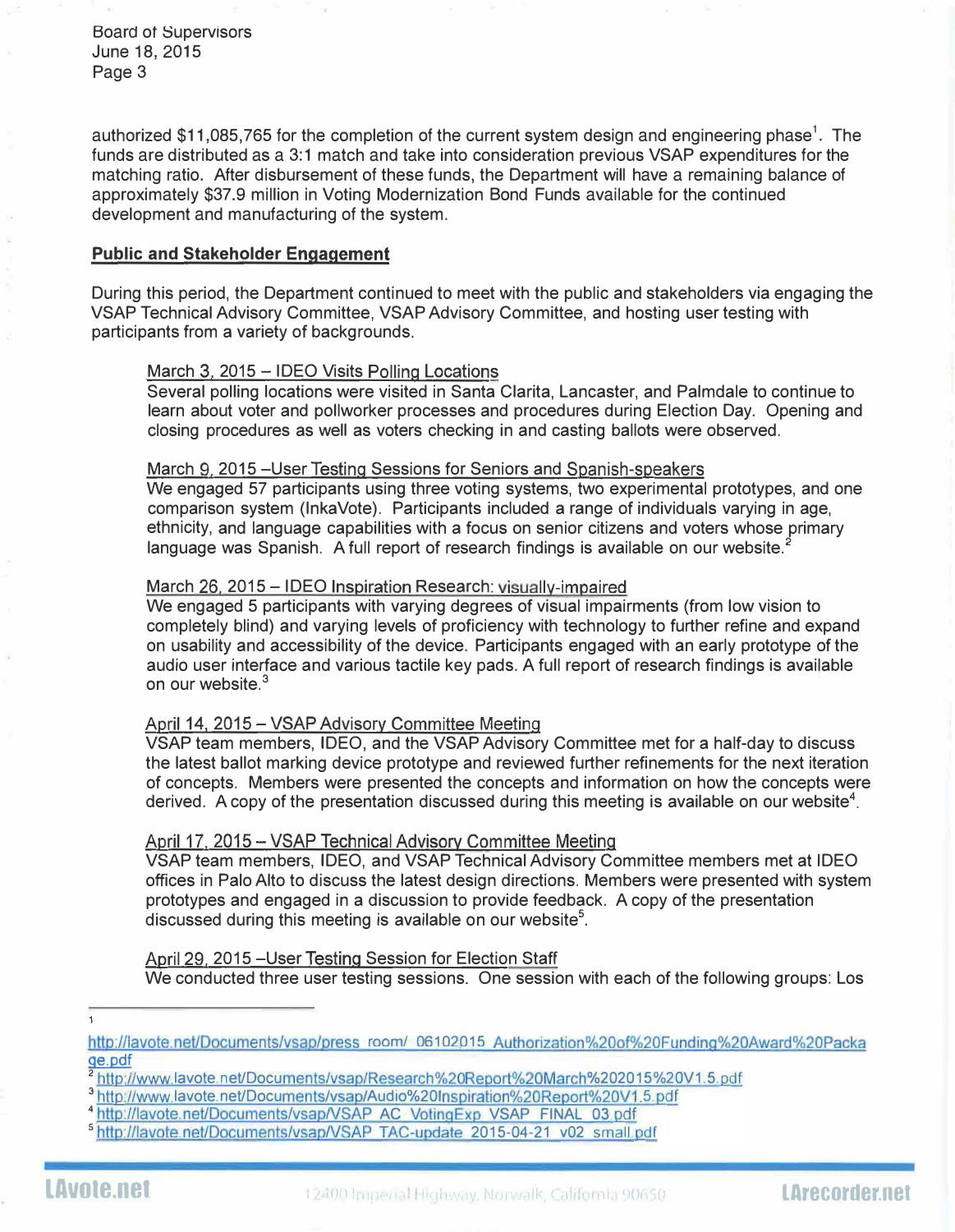authorized $11,085,765 for the completion of the current system design and engineering phase[1]. The funds are distributed as a 3:1 match and take into consideration previous VSAP expenditures for the matching ratio. After disbursement of these funds, the Department will have a remaining balance of approximately $37.9 million in Voting Modernization Bond Funds available for the continued development and manufacturing of the system.

## Public and Stakeholder Engagement

During this period, the Department continued to meet with the public and stakeholders via engaging the VSAP Technical Advisory Committee, VSAP Advisory Committee, and hosting user testing with participants from a variety of backgrounds.

<u>March 3, 2015 – IDEO Visits Polling Locations</u>
Several polling locations were visited in Santa Clarita, Lancaster, and Palmdale to continue to learn about voter and pollworker processes and procedures during Election Day. Opening and closing procedures as well as voters checking in and casting ballots were observed.

<u>March 9, 2015 –User Testing Sessions for Seniors and Spanish-speakers</u>
We engaged 57 participants using three voting systems, two experimental prototypes, and one comparison system (InkaVote). Participants included a range of individuals varying in age, ethnicity, and language capabilities with a focus on senior citizens and voters whose primary language was Spanish. A full report of research findings is available on our website.[2]

<u>March 26, 2015 – IDEO Inspiration Research: visually-impaired</u>
We engaged 5 participants with varying degrees of visual impairments (from low vision to completely blind) and varying levels of proficiency with technology to further refine and expand on usability and accessibility of the device. Participants engaged with an early prototype of the audio user interface and various tactile key pads. A full report of research findings is available on our website.[3]

<u>April 14, 2015 – VSAP Advisory Committee Meeting</u>
VSAP team members, IDEO, and the VSAP Advisory Committee met for a half-day to discuss the latest ballot marking device prototype and reviewed further refinements for the next iteration of concepts. Members were presented the concepts and information on how the concepts were derived. A copy of the presentation discussed during this meeting is available on our website[4].

<u>April 17, 2015 – VSAP Technical Advisory Committee Meeting</u>
VSAP team members, IDEO, and VSAP Technical Advisory Committee members met at IDEO offices in Palo Alto to discuss the latest design directions. Members were presented with system prototypes and engaged in a discussion to provide feedback. A copy of the presentation discussed during this meeting is available on our website[5].

<u>April 29, 2015 –User Testing Session for Election Staff</u>
We conducted three user testing sessions. One session with each of the following groups: Los

---

[1] http://lavote.net/Documents/vsap/press_room/_06102015_Authorization%20of%20Funding%20Award%20Package.pdf

[2] http://www.lavote.net/Documents/vsap/Research%20Report%20March%202015%20V1.5.pdf

[3] http://www.lavote.net/Documents/vsap/Audio%20Inspiration%20Report%20V1.5.pdf

[4] http://lavote.net/Documents/vsap/VSAP_AC_VotingExp_VSAP_FINAL_03.pdf

[5] http://lavote.net/Documents/vsap/VSAP_TAC-update_2015-04-21_v02_small.pdf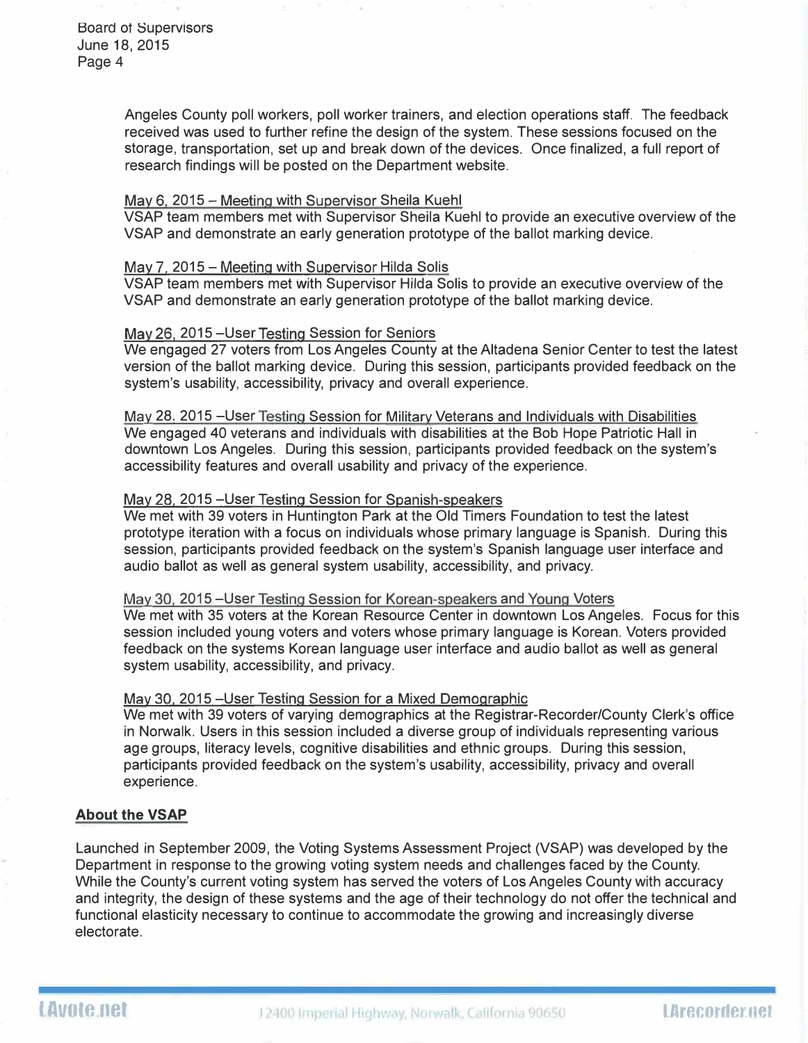Angeles County poll workers, poll worker trainers, and election operations staff. The feedback received was used to further refine the design of the system. These sessions focused on the storage, transportation, set up and break down of the devices. Once finalized, a full report of research findings will be posted on the Department website.

<u>May 6, 2015 – Meeting with Supervisor Sheila Kuehl</u>
VSAP team members met with Supervisor Sheila Kuehl to provide an executive overview of the VSAP and demonstrate an early generation prototype of the ballot marking device.

<u>May 7, 2015 – Meeting with Supervisor Hilda Solis</u>
VSAP team members met with Supervisor Hilda Solis to provide an executive overview of the VSAP and demonstrate an early generation prototype of the ballot marking device.

<u>May 26, 2015 –User Testing Session for Seniors</u>
We engaged 27 voters from Los Angeles County at the Altadena Senior Center to test the latest version of the ballot marking device. During this session, participants provided feedback on the system's usability, accessibility, privacy and overall experience.

<u>May 28, 2015 –User Testing Session for Military Veterans and Individuals with Disabilities</u>
We engaged 40 veterans and individuals with disabilities at the Bob Hope Patriotic Hall in downtown Los Angeles. During this session, participants provided feedback on the system's accessibility features and overall usability and privacy of the experience.

<u>May 28, 2015 –User Testing Session for Spanish-speakers</u>
We met with 39 voters in Huntington Park at the Old Timers Foundation to test the latest prototype iteration with a focus on individuals whose primary language is Spanish. During this session, participants provided feedback on the system's Spanish language user interface and audio ballot as well as general system usability, accessibility, and privacy.

<u>May 30, 2015 –User Testing Session for Korean-speakers and Young Voters</u>
We met with 35 voters at the Korean Resource Center in downtown Los Angeles. Focus for this session included young voters and voters whose primary language is Korean. Voters provided feedback on the systems Korean language user interface and audio ballot as well as general system usability, accessibility, and privacy.

<u>May 30, 2015 –User Testing Session for a Mixed Demographic</u>
We met with 39 voters of varying demographics at the Registrar-Recorder/County Clerk's office in Norwalk. Users in this session included a diverse group of individuals representing various age groups, literacy levels, cognitive disabilities and ethnic groups. During this session, participants provided feedback on the system's usability, accessibility, privacy and overall experience.

**<u>About the VSAP</u>**

Launched in September 2009, the Voting Systems Assessment Project (VSAP) was developed by the Department in response to the growing voting system needs and challenges faced by the County. While the County's current voting system has served the voters of Los Angeles County with accuracy and integrity, the design of these systems and the age of their technology do not offer the technical and functional elasticity necessary to continue to accommodate the growing and increasingly diverse electorate.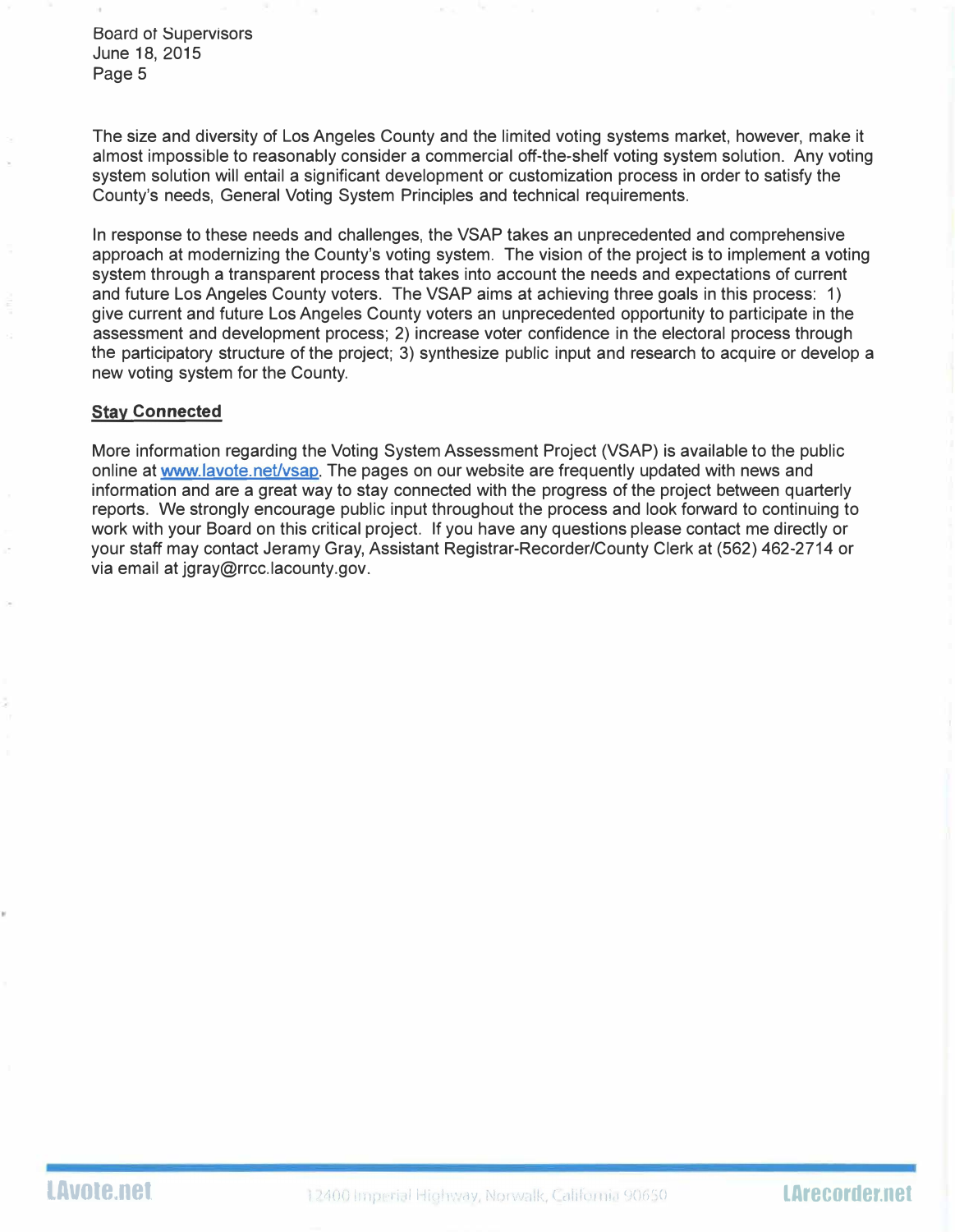The size and diversity of Los Angeles County and the limited voting systems market, however, make it almost impossible to reasonably consider a commercial off-the-shelf voting system solution. Any voting system solution will entail a significant development or customization process in order to satisfy the County's needs, General Voting System Principles and technical requirements.

In response to these needs and challenges, the VSAP takes an unprecedented and comprehensive approach at modernizing the County's voting system. The vision of the project is to implement a voting system through a transparent process that takes into account the needs and expectations of current and future Los Angeles County voters. The VSAP aims at achieving three goals in this process: 1) give current and future Los Angeles County voters an unprecedented opportunity to participate in the assessment and development process; 2) increase voter confidence in the electoral process through the participatory structure of the project; 3) synthesize public input and research to acquire or develop a new voting system for the County.

## Stay Connected

More information regarding the Voting System Assessment Project (VSAP) is available to the public online at www.lavote.net/vsap. The pages on our website are frequently updated with news and information and are a great way to stay connected with the progress of the project between quarterly reports. We strongly encourage public input throughout the process and look forward to continuing to work with your Board on this critical project. If you have any questions please contact me directly or your staff may contact Jeramy Gray, Assistant Registrar-Recorder/County Clerk at (562) 462-2714 or via email at jgray@rrcc.lacounty.gov.